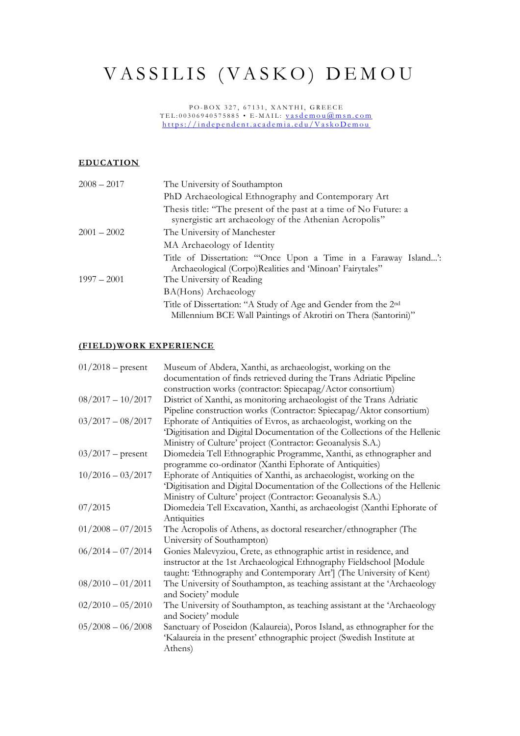# VASSILIS (VASKO) DEMOU

PO-BOX 327, 67131, XANTHI, GREECE
TEL:00306940575885 • E-MAIL: vasdemou@msn.com
https://independent.academia.edu/VaskoDemou

## EDUCATION

| | |
|---|---|
| 2008 – 2017 | The University of Southampton |
| | PhD Archaeological Ethnography and Contemporary Art |
| | Thesis title: "The present of the past at a time of No Future: a synergistic art archaeology of the Athenian Acropolis" |
| 2001 – 2002 | The University of Manchester |
| | MA Archaeology of Identity |
| | Title of Dissertation: "'Once Upon a Time in a Faraway Island...': Archaeological (Corpo)Realities and 'Minoan' Fairytales" |
| 1997 – 2001 | The University of Reading |
| | BA(Hons) Archaeology |
| | Title of Dissertation: "A Study of Age and Gender from the 2nd Millennium BCE Wall Paintings of Akrotiri on Thera (Santorini)" |

## (FIELD)WORK EXPERIENCE

| | |
|---|---|
| 01/2018 – present | Museum of Abdera, Xanthi, as archaeologist, working on the documentation of finds retrieved during the Trans Adriatic Pipeline construction works (contractor: Spiecapag/Actor consortium) |
| 08/2017 – 10/2017 | District of Xanthi, as monitoring archaeologist of the Trans Adriatic Pipeline construction works (Contractor: Spiecapag/Aktor consortium) |
| 03/2017 – 08/2017 | Ephorate of Antiquities of Evros, as archaeologist, working on the 'Digitisation and Digital Documentation of the Collections of the Hellenic Ministry of Culture' project (Contractor: Geoanalysis S.A.) |
| 03/2017 – present | Diomedeia Tell Ethnographic Programme, Xanthi, as ethnographer and programme co-ordinator (Xanthi Ephorate of Antiquities) |
| 10/2016 – 03/2017 | Ephorate of Antiquities of Xanthi, as archaeologist, working on the 'Digitisation and Digital Documentation of the Collections of the Hellenic Ministry of Culture' project (Contractor: Geoanalysis S.A.) |
| 07/2015 | Diomedeia Tell Excavation, Xanthi, as archaeologist (Xanthi Ephorate of Antiquities |
| 01/2008 – 07/2015 | The Acropolis of Athens, as doctoral researcher/ethnographer (The University of Southampton) |
| 06/2014 – 07/2014 | Gonies Malevyziou, Crete, as ethnographic artist in residence, and instructor at the 1st Archaeological Ethnography Fieldschool [Module taught: 'Ethnography and Contemporary Art'] (The University of Kent) |
| 08/2010 – 01/2011 | The University of Southampton, as teaching assistant at the 'Archaeology and Society' module |
| 02/2010 – 05/2010 | The University of Southampton, as teaching assistant at the 'Archaeology and Society' module |
| 05/2008 – 06/2008 | Sanctuary of Poseidon (Kalaureia), Poros Island, as ethnographer for the 'Kalaureia in the present' ethnographic project (Swedish Institute at Athens) |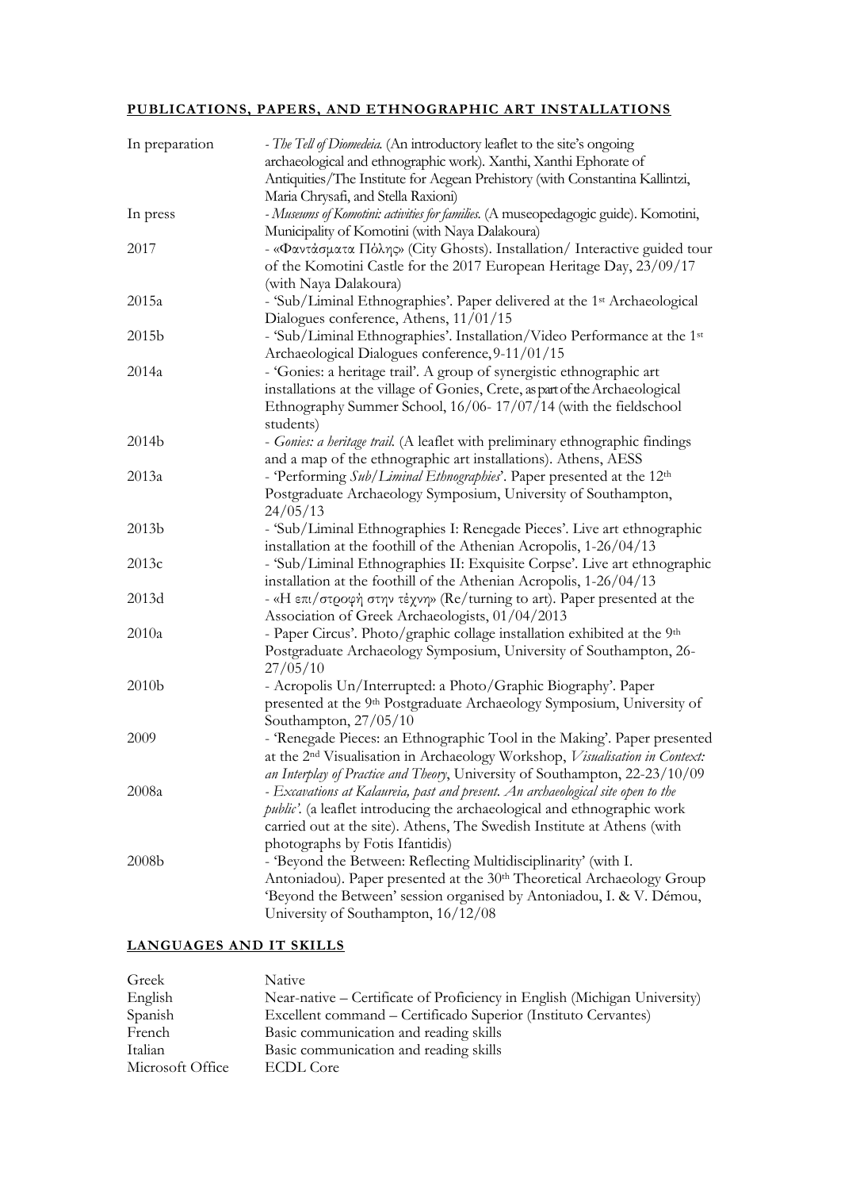## PUBLICATIONS, PAPERS, AND ETHNOGRAPHIC ART INSTALLATIONS

| | |
|---|---|
| In preparation | - *The Tell of Diomedeia.* (An introductory leaflet to the site's ongoing archaeological and ethnographic work). Xanthi, Xanthi Ephorate of Antiquities/The Institute for Aegean Prehistory (with Constantina Kallintzi, Maria Chrysafi, and Stella Raxioni) |
| In press | - *Museums of Komotini: activities for families.* (A museopedagogic guide). Komotini, Municipality of Komotini (with Naya Dalakoura) |
| 2017 | - «Φαντάσματα Πόλης» (City Ghosts). Installation/ Interactive guided tour of the Komotini Castle for the 2017 European Heritage Day, 23/09/17 (with Naya Dalakoura) |
| 2015a | - 'Sub/Liminal Ethnographies'. Paper delivered at the 1st Archaeological Dialogues conference, Athens, 11/01/15 |
| 2015b | - 'Sub/Liminal Ethnographies'. Installation/Video Performance at the 1st Archaeological Dialogues conference, 9-11/01/15 |
| 2014a | - 'Gonies: a heritage trail'. A group of synergistic ethnographic art installations at the village of Gonies, Crete, as part of the Archaeological Ethnography Summer School, 16/06- 17/07/14 (with the fieldschool students) |
| 2014b | - *Gonies: a heritage trail.* (A leaflet with preliminary ethnographic findings and a map of the ethnographic art installations). Athens, AESS |
| 2013a | - 'Performing *Sub/Liminal Ethnographies*'. Paper presented at the 12th Postgraduate Archaeology Symposium, University of Southampton, 24/05/13 |
| 2013b | - 'Sub/Liminal Ethnographies I: Renegade Pieces'. Live art ethnographic installation at the foothill of the Athenian Acropolis, 1-26/04/13 |
| 2013c | - 'Sub/Liminal Ethnographies II: Exquisite Corpse'. Live art ethnographic installation at the foothill of the Athenian Acropolis, 1-26/04/13 |
| 2013d | - «Η επι/στροφή στην τέχνη» (Re/turning to art). Paper presented at the Association of Greek Archaeologists, 01/04/2013 |
| 2010a | - Paper Circus'. Photo/graphic collage installation exhibited at the 9th Postgraduate Archaeology Symposium, University of Southampton, 26-27/05/10 |
| 2010b | - Acropolis Un/Interrupted: a Photo/Graphic Biography'. Paper presented at the 9th Postgraduate Archaeology Symposium, University of Southampton, 27/05/10 |
| 2009 | - 'Renegade Pieces: an Ethnographic Tool in the Making'. Paper presented at the 2nd Visualisation in Archaeology Workshop, *Visualisation in Context: an Interplay of Practice and Theory*, University of Southampton, 22-23/10/09 |
| 2008a | - *Excavations at Kalaureia, past and present. An archaeological site open to the public'.* (a leaflet introducing the archaeological and ethnographic work carried out at the site). Athens, The Swedish Institute at Athens (with photographs by Fotis Ifantidis) |
| 2008b | - 'Beyond the Between: Reflecting Multidisciplinarity' (with I. Antoniadou). Paper presented at the 30th Theoretical Archaeology Group 'Beyond the Between' session organised by Antoniadou, I. & V. Démou, University of Southampton, 16/12/08 |

## LANGUAGES AND IT SKILLS

| | |
|---|---|
| Greek | Native |
| English | Near-native – Certificate of Proficiency in English (Michigan University) |
| Spanish | Excellent command – Certificado Superior (Instituto Cervantes) |
| French | Basic communication and reading skills |
| Italian | Basic communication and reading skills |
| Microsoft Office | ECDL Core |